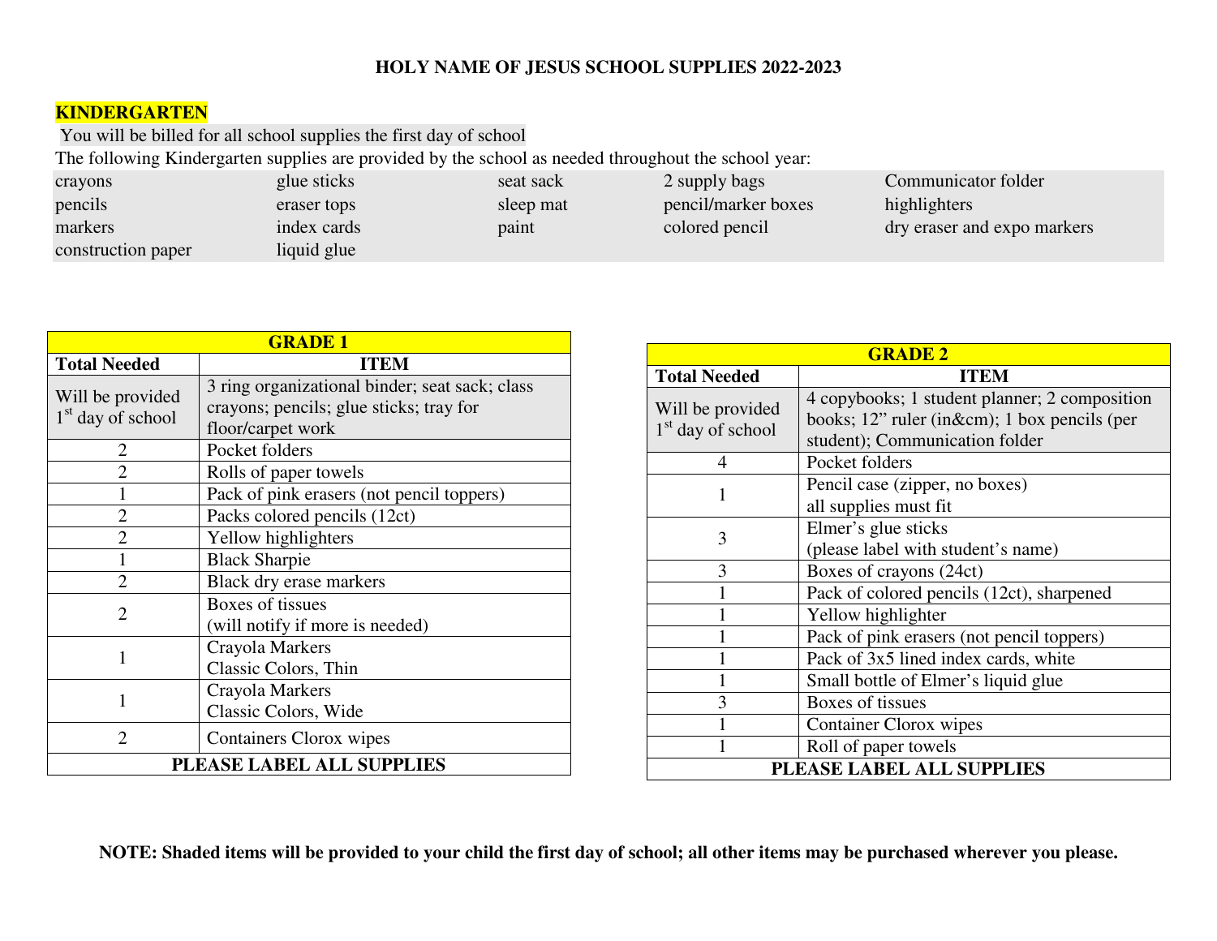# HOLY NAME OF JESUS SCHOOL SUPPLIES 2022-2023

## KINDERGARTEN

You will be billed for all school supplies the first day of school

The following Kindergarten supplies are provided by the school as needed throughout the school year:

| | | | | |
|---|---|---|---|---|
| crayons | glue sticks | seat sack | 2 supply bags | Communicator folder |
| pencils | eraser tops | sleep mat | pencil/marker boxes | highlighters |
| markers | index cards | paint | colored pencil | dry eraser and expo markers |
| construction paper | liquid glue | | | |

## GRADE 1

| Total Needed | ITEM |
|---|---|
| Will be provided 1st day of school | 3 ring organizational binder; seat sack; class crayons; pencils; glue sticks; tray for floor/carpet work |
| 2 | Pocket folders |
| 2 | Rolls of paper towels |
| 1 | Pack of pink erasers (not pencil toppers) |
| 2 | Packs colored pencils (12ct) |
| 2 | Yellow highlighters |
| 1 | Black Sharpie |
| 2 | Black dry erase markers |
| 2 | Boxes of tissues (will notify if more is needed) |
| 1 | Crayola Markers Classic Colors, Thin |
| 1 | Crayola Markers Classic Colors, Wide |
| 2 | Containers Clorox wipes |
| **PLEASE LABEL ALL SUPPLIES** | |

## GRADE 2

| Total Needed | ITEM |
|---|---|
| Will be provided 1st day of school | 4 copybooks; 1 student planner; 2 composition books; 12" ruler (in&cm); 1 box pencils (per student); Communication folder |
| 4 | Pocket folders |
| 1 | Pencil case (zipper, no boxes) all supplies must fit |
| 3 | Elmer's glue sticks (please label with student's name) |
| 3 | Boxes of crayons (24ct) |
| 1 | Pack of colored pencils (12ct), sharpened |
| 1 | Yellow highlighter |
| 1 | Pack of pink erasers (not pencil toppers) |
| 1 | Pack of 3x5 lined index cards, white |
| 1 | Small bottle of Elmer's liquid glue |
| 3 | Boxes of tissues |
| 1 | Container Clorox wipes |
| 1 | Roll of paper towels |
| **PLEASE LABEL ALL SUPPLIES** | |

**NOTE: Shaded items will be provided to your child the first day of school; all other items may be purchased wherever you please.**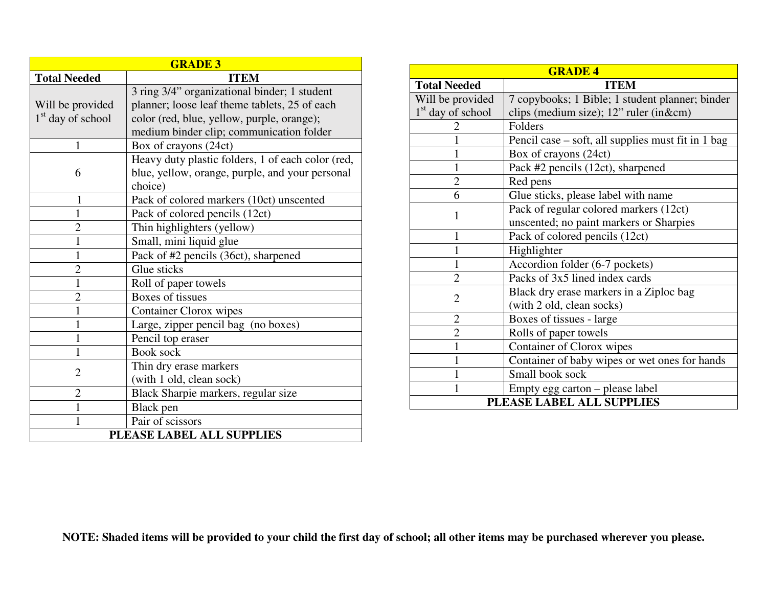| GRADE 3 | |
|---|---|
| **Total Needed** | **ITEM** |
| Will be provided 1st day of school | 3 ring 3/4" organizational binder; 1 student planner; loose leaf theme tablets, 25 of each color (red, blue, yellow, purple, orange); medium binder clip; communication folder |
| 1 | Box of crayons (24ct) |
| 6 | Heavy duty plastic folders, 1 of each color (red, blue, yellow, orange, purple, and your personal choice) |
| 1 | Pack of colored markers (10ct) unscented |
| 1 | Pack of colored pencils (12ct) |
| 2 | Thin highlighters (yellow) |
| 1 | Small, mini liquid glue |
| 1 | Pack of #2 pencils (36ct), sharpened |
| 2 | Glue sticks |
| 1 | Roll of paper towels |
| 2 | Boxes of tissues |
| 1 | Container Clorox wipes |
| 1 | Large, zipper pencil bag (no boxes) |
| 1 | Pencil top eraser |
| 1 | Book sock |
| 2 | Thin dry erase markers (with 1 old, clean sock) |
| 2 | Black Sharpie markers, regular size |
| 1 | Black pen |
| 1 | Pair of scissors |
| **PLEASE LABEL ALL SUPPLIES** | |

| GRADE 4 | |
|---|---|
| **Total Needed** | **ITEM** |
| Will be provided 1st day of school | 7 copybooks; 1 Bible; 1 student planner; binder clips (medium size); 12" ruler (in&cm) |
| 2 | Folders |
| 1 | Pencil case – soft, all supplies must fit in 1 bag |
| 1 | Box of crayons (24ct) |
| 1 | Pack #2 pencils (12ct), sharpened |
| 2 | Red pens |
| 6 | Glue sticks, please label with name |
| 1 | Pack of regular colored markers (12ct) unscented; no paint markers or Sharpies |
| 1 | Pack of colored pencils (12ct) |
| 1 | Highlighter |
| 1 | Accordion folder (6-7 pockets) |
| 2 | Packs of 3x5 lined index cards |
| 2 | Black dry erase markers in a Ziploc bag (with 2 old, clean socks) |
| 2 | Boxes of tissues - large |
| 2 | Rolls of paper towels |
| 1 | Container of Clorox wipes |
| 1 | Container of baby wipes or wet ones for hands |
| 1 | Small book sock |
| 1 | Empty egg carton – please label |
| **PLEASE LABEL ALL SUPPLIES** | |

**NOTE: Shaded items will be provided to your child the first day of school; all other items may be purchased wherever you please.**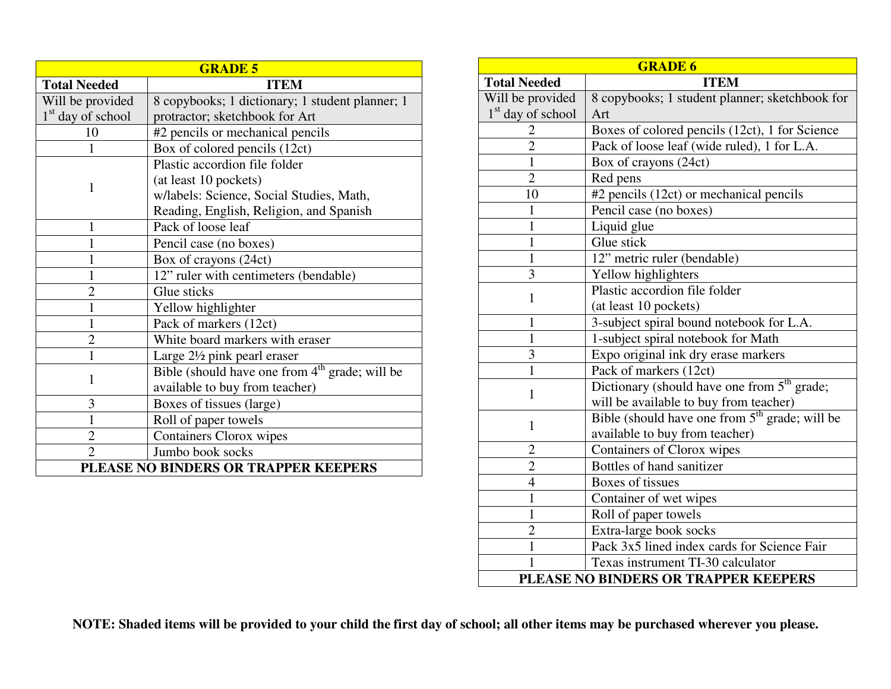| GRADE 5 | |
|---|---|
| **Total Needed** | **ITEM** |
| Will be provided 1st day of school | 8 copybooks; 1 dictionary; 1 student planner; 1 protractor; sketchbook for Art |
| 10 | #2 pencils or mechanical pencils |
| 1 | Box of colored pencils (12ct) |
| 1 | Plastic accordion file folder (at least 10 pockets) w/labels: Science, Social Studies, Math, Reading, English, Religion, and Spanish |
| 1 | Pack of loose leaf |
| 1 | Pencil case (no boxes) |
| 1 | Box of crayons (24ct) |
| 1 | 12" ruler with centimeters (bendable) |
| 2 | Glue sticks |
| 1 | Yellow highlighter |
| 1 | Pack of markers (12ct) |
| 2 | White board markers with eraser |
| 1 | Large 2½ pink pearl eraser |
| 1 | Bible (should have one from 4th grade; will be available to buy from teacher) |
| 3 | Boxes of tissues (large) |
| 1 | Roll of paper towels |
| 2 | Containers Clorox wipes |
| 2 | Jumbo book socks |
| **PLEASE NO BINDERS OR TRAPPER KEEPERS** | |

| GRADE 6 | |
|---|---|
| **Total Needed** | **ITEM** |
| Will be provided 1st day of school | 8 copybooks; 1 student planner; sketchbook for Art |
| 2 | Boxes of colored pencils (12ct), 1 for Science |
| 2 | Pack of loose leaf (wide ruled), 1 for L.A. |
| 1 | Box of crayons (24ct) |
| 2 | Red pens |
| 10 | #2 pencils (12ct) or mechanical pencils |
| 1 | Pencil case (no boxes) |
| 1 | Liquid glue |
| 1 | Glue stick |
| 1 | 12" metric ruler (bendable) |
| 3 | Yellow highlighters |
| 1 | Plastic accordion file folder (at least 10 pockets) |
| 1 | 3-subject spiral bound notebook for L.A. |
| 1 | 1-subject spiral notebook for Math |
| 3 | Expo original ink dry erase markers |
| 1 | Pack of markers (12ct) |
| 1 | Dictionary (should have one from 5th grade; will be available to buy from teacher) |
| 1 | Bible (should have one from 5th grade; will be available to buy from teacher) |
| 2 | Containers of Clorox wipes |
| 2 | Bottles of hand sanitizer |
| 4 | Boxes of tissues |
| 1 | Container of wet wipes |
| 1 | Roll of paper towels |
| 2 | Extra-large book socks |
| 1 | Pack 3x5 lined index cards for Science Fair |
| 1 | Texas instrument TI-30 calculator |
| **PLEASE NO BINDERS OR TRAPPER KEEPERS** | |

**NOTE: Shaded items will be provided to your child the first day of school; all other items may be purchased wherever you please.**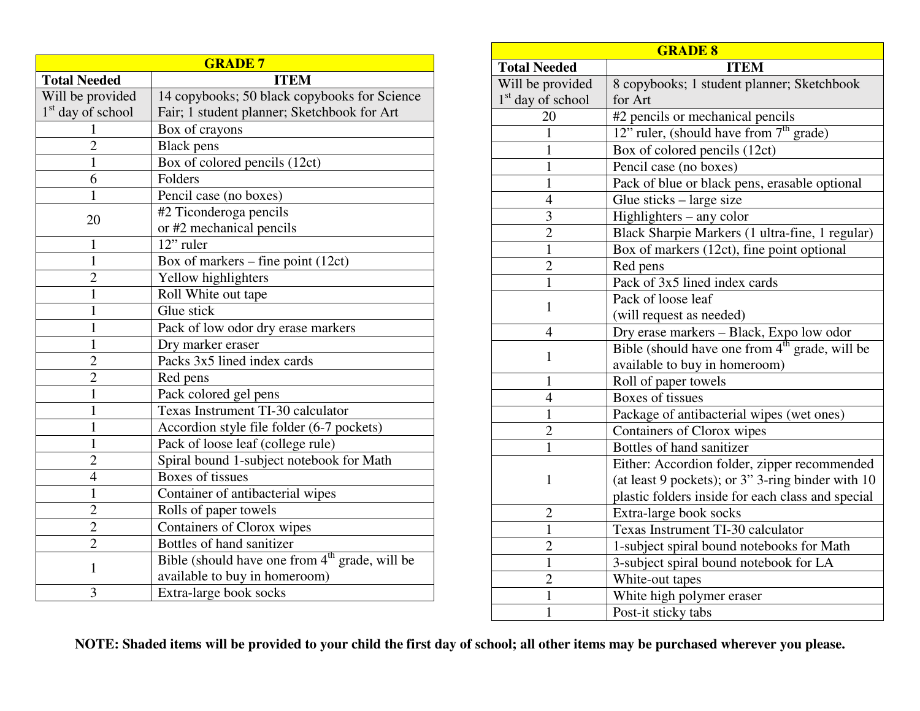| GRADE 7 | |
|---|---|
| **Total Needed** | **ITEM** |
| Will be provided 1st day of school | 14 copybooks; 50 black copybooks for Science Fair; 1 student planner; Sketchbook for Art |
| 1 | Box of crayons |
| 2 | Black pens |
| 1 | Box of colored pencils (12ct) |
| 6 | Folders |
| 1 | Pencil case (no boxes) |
| 20 | #2 Ticonderoga pencils or #2 mechanical pencils |
| 1 | 12" ruler |
| 1 | Box of markers – fine point (12ct) |
| 2 | Yellow highlighters |
| 1 | Roll White out tape |
| 1 | Glue stick |
| 1 | Pack of low odor dry erase markers |
| 1 | Dry marker eraser |
| 2 | Packs 3x5 lined index cards |
| 2 | Red pens |
| 1 | Pack colored gel pens |
| 1 | Texas Instrument TI-30 calculator |
| 1 | Accordion style file folder (6-7 pockets) |
| 1 | Pack of loose leaf (college rule) |
| 2 | Spiral bound 1-subject notebook for Math |
| 4 | Boxes of tissues |
| 1 | Container of antibacterial wipes |
| 2 | Rolls of paper towels |
| 2 | Containers of Clorox wipes |
| 2 | Bottles of hand sanitizer |
| 1 | Bible (should have one from 4th grade, will be available to buy in homeroom) |
| 3 | Extra-large book socks |

| GRADE 8 | |
|---|---|
| **Total Needed** | **ITEM** |
| Will be provided 1st day of school | 8 copybooks; 1 student planner; Sketchbook for Art |
| 20 | #2 pencils or mechanical pencils |
| 1 | 12" ruler, (should have from 7th grade) |
| 1 | Box of colored pencils (12ct) |
| 1 | Pencil case (no boxes) |
| 1 | Pack of blue or black pens, erasable optional |
| 4 | Glue sticks – large size |
| 3 | Highlighters – any color |
| 2 | Black Sharpie Markers (1 ultra-fine, 1 regular) |
| 1 | Box of markers (12ct), fine point optional |
| 2 | Red pens |
| 1 | Pack of 3x5 lined index cards |
| 1 | Pack of loose leaf (will request as needed) |
| 4 | Dry erase markers – Black, Expo low odor |
| 1 | Bible (should have one from 4th grade, will be available to buy in homeroom) |
| 1 | Roll of paper towels |
| 4 | Boxes of tissues |
| 1 | Package of antibacterial wipes (wet ones) |
| 2 | Containers of Clorox wipes |
| 1 | Bottles of hand sanitizer |
| 1 | Either: Accordion folder, zipper recommended (at least 9 pockets); or 3" 3-ring binder with 10 plastic folders inside for each class and special |
| 2 | Extra-large book socks |
| 1 | Texas Instrument TI-30 calculator |
| 2 | 1-subject spiral bound notebooks for Math |
| 1 | 3-subject spiral bound notebook for LA |
| 2 | White-out tapes |
| 1 | White high polymer eraser |
| 1 | Post-it sticky tabs |

**NOTE: Shaded items will be provided to your child the first day of school; all other items may be purchased wherever you please.**